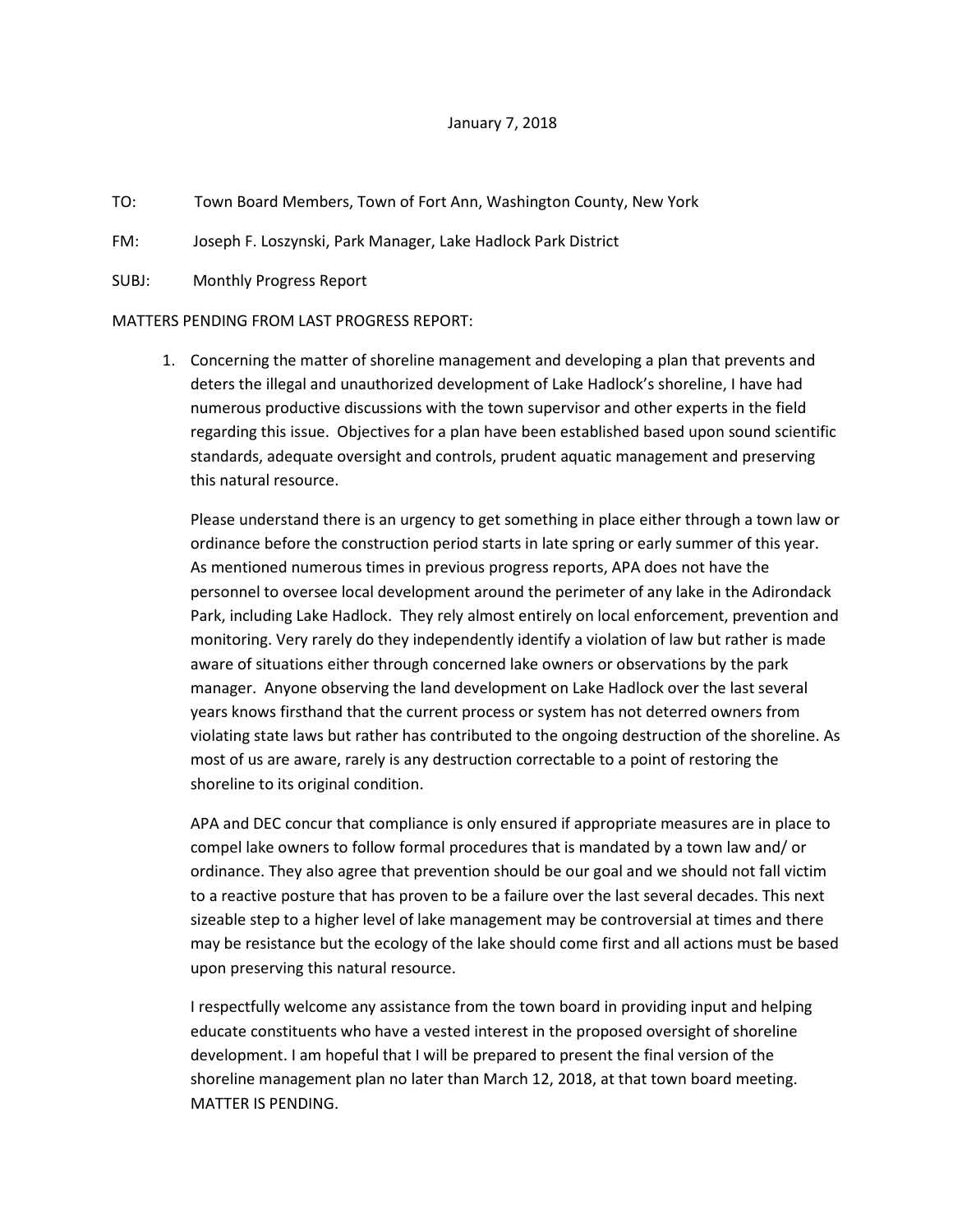January 7, 2018

TO: Town Board Members, Town of Fort Ann, Washington County, New York

FM: Joseph F. Loszynski, Park Manager, Lake Hadlock Park District

SUBJ: Monthly Progress Report

MATTERS PENDING FROM LAST PROGRESS REPORT:

1. Concerning the matter of shoreline management and developing a plan that prevents and deters the illegal and unauthorized development of Lake Hadlock's shoreline, I have had numerous productive discussions with the town supervisor and other experts in the field regarding this issue. Objectives for a plan have been established based upon sound scientific standards, adequate oversight and controls, prudent aquatic management and preserving this natural resource.

   Please understand there is an urgency to get something in place either through a town law or ordinance before the construction period starts in late spring or early summer of this year. As mentioned numerous times in previous progress reports, APA does not have the personnel to oversee local development around the perimeter of any lake in the Adirondack Park, including Lake Hadlock. They rely almost entirely on local enforcement, prevention and monitoring. Very rarely do they independently identify a violation of law but rather is made aware of situations either through concerned lake owners or observations by the park manager. Anyone observing the land development on Lake Hadlock over the last several years knows firsthand that the current process or system has not deterred owners from violating state laws but rather has contributed to the ongoing destruction of the shoreline. As most of us are aware, rarely is any destruction correctable to a point of restoring the shoreline to its original condition.

   APA and DEC concur that compliance is only ensured if appropriate measures are in place to compel lake owners to follow formal procedures that is mandated by a town law and/ or ordinance. They also agree that prevention should be our goal and we should not fall victim to a reactive posture that has proven to be a failure over the last several decades. This next sizeable step to a higher level of lake management may be controversial at times and there may be resistance but the ecology of the lake should come first and all actions must be based upon preserving this natural resource.

   I respectfully welcome any assistance from the town board in providing input and helping educate constituents who have a vested interest in the proposed oversight of shoreline development. I am hopeful that I will be prepared to present the final version of the shoreline management plan no later than March 12, 2018, at that town board meeting. MATTER IS PENDING.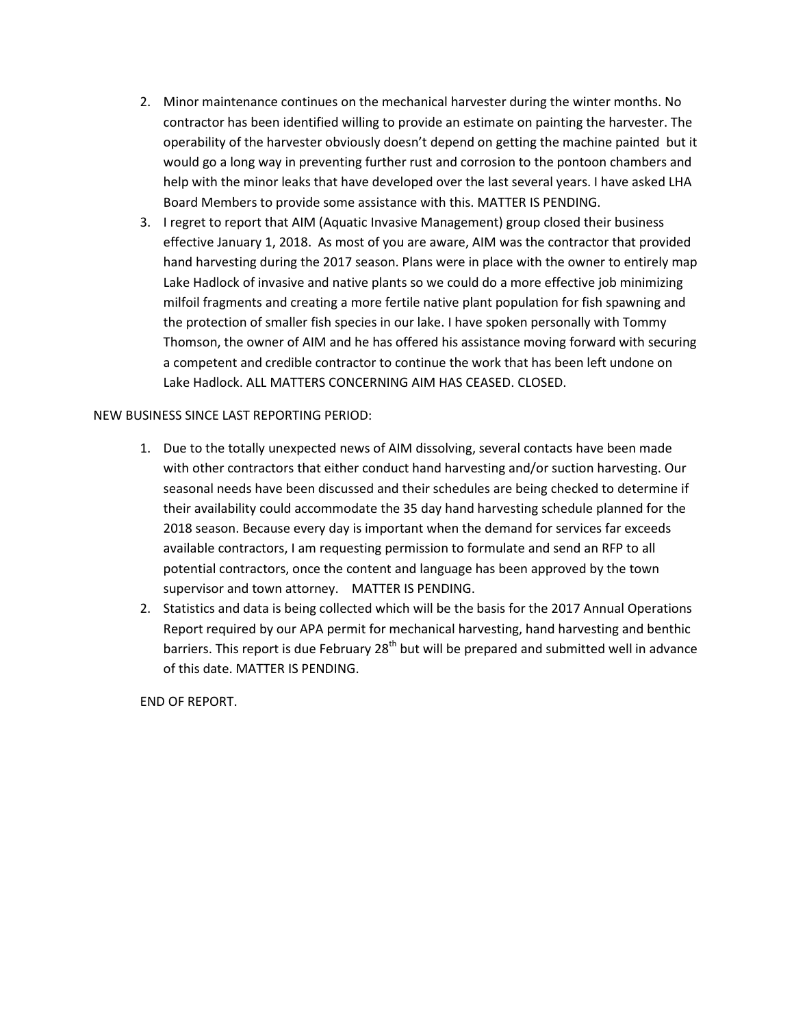2. Minor maintenance continues on the mechanical harvester during the winter months. No contractor has been identified willing to provide an estimate on painting the harvester. The operability of the harvester obviously doesn't depend on getting the machine painted but it would go a long way in preventing further rust and corrosion to the pontoon chambers and help with the minor leaks that have developed over the last several years. I have asked LHA Board Members to provide some assistance with this. MATTER IS PENDING.
3. I regret to report that AIM (Aquatic Invasive Management) group closed their business effective January 1, 2018. As most of you are aware, AIM was the contractor that provided hand harvesting during the 2017 season. Plans were in place with the owner to entirely map Lake Hadlock of invasive and native plants so we could do a more effective job minimizing milfoil fragments and creating a more fertile native plant population for fish spawning and the protection of smaller fish species in our lake. I have spoken personally with Tommy Thomson, the owner of AIM and he has offered his assistance moving forward with securing a competent and credible contractor to continue the work that has been left undone on Lake Hadlock. ALL MATTERS CONCERNING AIM HAS CEASED. CLOSED.

NEW BUSINESS SINCE LAST REPORTING PERIOD:

1. Due to the totally unexpected news of AIM dissolving, several contacts have been made with other contractors that either conduct hand harvesting and/or suction harvesting. Our seasonal needs have been discussed and their schedules are being checked to determine if their availability could accommodate the 35 day hand harvesting schedule planned for the 2018 season. Because every day is important when the demand for services far exceeds available contractors, I am requesting permission to formulate and send an RFP to all potential contractors, once the content and language has been approved by the town supervisor and town attorney. MATTER IS PENDING.
2. Statistics and data is being collected which will be the basis for the 2017 Annual Operations Report required by our APA permit for mechanical harvesting, hand harvesting and benthic barriers. This report is due February 28th but will be prepared and submitted well in advance of this date. MATTER IS PENDING.

END OF REPORT.